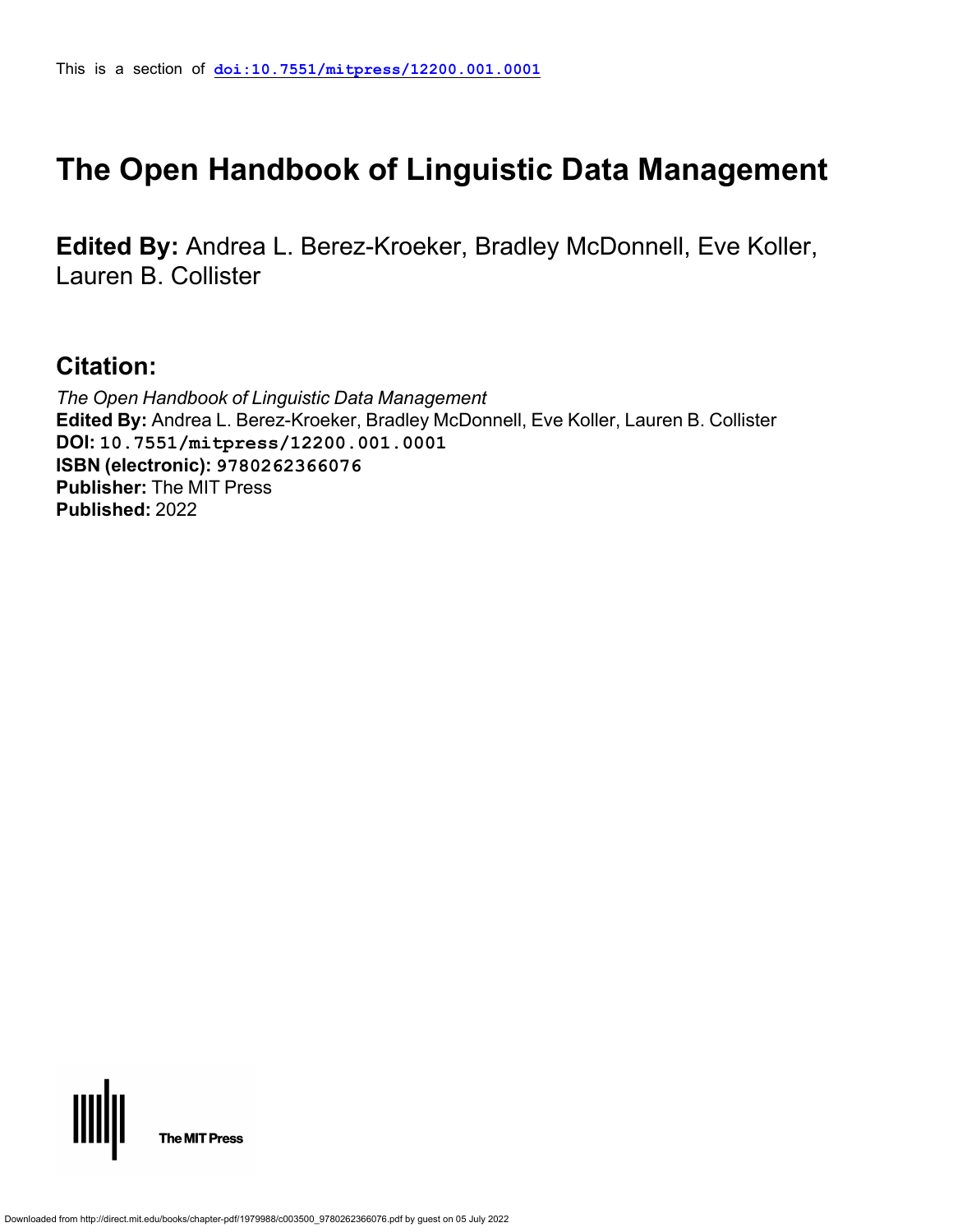This is a section of **doi:10.7551/mitpress/12200.001.0001**

# The Open Handbook of Linguistic Data Management

**Edited By:** Andrea L. Berez-Kroeker, Bradley McDonnell, Eve Koller, Lauren B. Collister

## Citation:

*The Open Handbook of Linguistic Data Management*
**Edited By:** Andrea L. Berez-Kroeker, Bradley McDonnell, Eve Koller, Lauren B. Collister
**DOI:** 10.7551/mitpress/12200.001.0001
**ISBN (electronic):** 9780262366076
**Publisher:** The MIT Press
**Published:** 2022

The MIT Press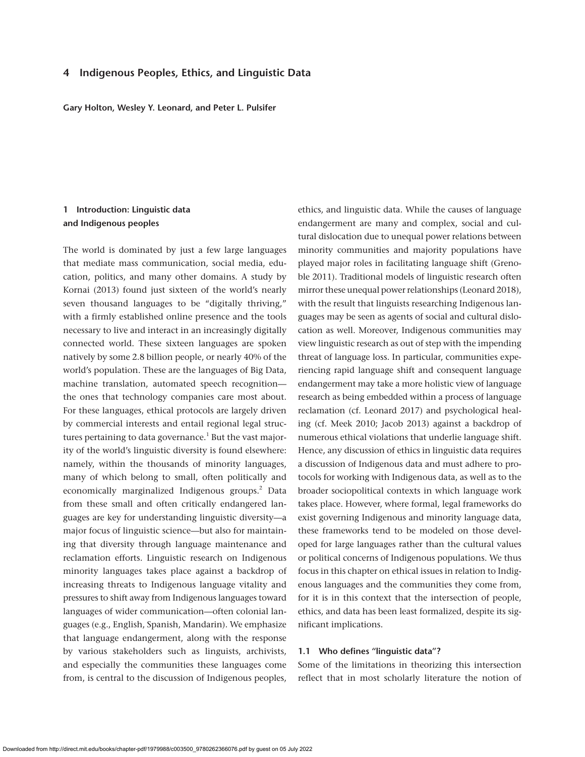# 4 Indigenous Peoples, Ethics, and Linguistic Data

**Gary Holton, Wesley Y. Leonard, and Peter L. Pulsifer**

## 1 Introduction: Linguistic data and Indigenous peoples

The world is dominated by just a few large languages that mediate mass communication, social media, education, politics, and many other domains. A study by Kornai (2013) found just sixteen of the world's nearly seven thousand languages to be "digitally thriving," with a firmly established online presence and the tools necessary to live and interact in an increasingly digitally connected world. These sixteen languages are spoken natively by some 2.8 billion people, or nearly 40% of the world's population. These are the languages of Big Data, machine translation, automated speech recognition—the ones that technology companies care most about. For these languages, ethical protocols are largely driven by commercial interests and entail regional legal structures pertaining to data governance.[1] But the vast majority of the world's linguistic diversity is found elsewhere: namely, within the thousands of minority languages, many of which belong to small, often politically and economically marginalized Indigenous groups.[2] Data from these small and often critically endangered languages are key for understanding linguistic diversity—a major focus of linguistic science—but also for maintaining that diversity through language maintenance and reclamation efforts. Linguistic research on Indigenous minority languages takes place against a backdrop of increasing threats to Indigenous language vitality and pressures to shift away from Indigenous languages toward languages of wider communication—often colonial languages (e.g., English, Spanish, Mandarin). We emphasize that language endangerment, along with the response by various stakeholders such as linguists, archivists, and especially the communities these languages come from, is central to the discussion of Indigenous peoples, ethics, and linguistic data. While the causes of language endangerment are many and complex, social and cultural dislocation due to unequal power relations between minority communities and majority populations have played major roles in facilitating language shift (Grenoble 2011). Traditional models of linguistic research often mirror these unequal power relationships (Leonard 2018), with the result that linguists researching Indigenous languages may be seen as agents of social and cultural dislocation as well. Moreover, Indigenous communities may view linguistic research as out of step with the impending threat of language loss. In particular, communities experiencing rapid language shift and consequent language endangerment may take a more holistic view of language research as being embedded within a process of language reclamation (cf. Leonard 2017) and psychological healing (cf. Meek 2010; Jacob 2013) against a backdrop of numerous ethical violations that underlie language shift. Hence, any discussion of ethics in linguistic data requires a discussion of Indigenous data and must adhere to protocols for working with Indigenous data, as well as to the broader sociopolitical contexts in which language work takes place. However, where formal, legal frameworks do exist governing Indigenous and minority language data, these frameworks tend to be modeled on those developed for large languages rather than the cultural values or political concerns of Indigenous populations. We thus focus in this chapter on ethical issues in relation to Indigenous languages and the communities they come from, for it is in this context that the intersection of people, ethics, and data has been least formalized, despite its significant implications.

### 1.1 Who defines "linguistic data"?

Some of the limitations in theorizing this intersection reflect that in most scholarly literature the notion of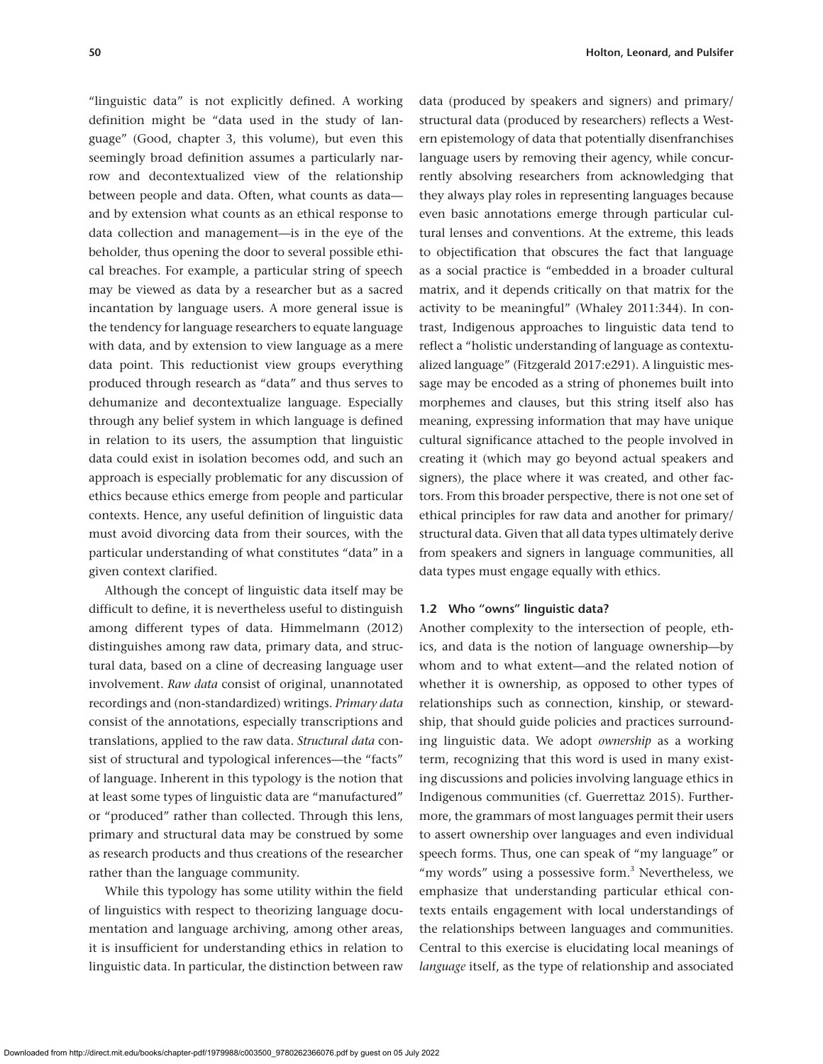"linguistic data" is not explicitly defined. A working definition might be "data used in the study of language" (Good, chapter 3, this volume), but even this seemingly broad definition assumes a particularly narrow and decontextualized view of the relationship between people and data. Often, what counts as data—and by extension what counts as an ethical response to data collection and management—is in the eye of the beholder, thus opening the door to several possible ethical breaches. For example, a particular string of speech may be viewed as data by a researcher but as a sacred incantation by language users. A more general issue is the tendency for language researchers to equate language with data, and by extension to view language as a mere data point. This reductionist view groups everything produced through research as "data" and thus serves to dehumanize and decontextualize language. Especially through any belief system in which language is defined in relation to its users, the assumption that linguistic data could exist in isolation becomes odd, and such an approach is especially problematic for any discussion of ethics because ethics emerge from people and particular contexts. Hence, any useful definition of linguistic data must avoid divorcing data from their sources, with the particular understanding of what constitutes "data" in a given context clarified.

Although the concept of linguistic data itself may be difficult to define, it is nevertheless useful to distinguish among different types of data. Himmelmann (2012) distinguishes among raw data, primary data, and structural data, based on a cline of decreasing language user involvement. *Raw data* consist of original, unannotated recordings and (non-standardized) writings. *Primary data* consist of the annotations, especially transcriptions and translations, applied to the raw data. *Structural data* consist of structural and typological inferences—the "facts" of language. Inherent in this typology is the notion that at least some types of linguistic data are "manufactured" or "produced" rather than collected. Through this lens, primary and structural data may be construed by some as research products and thus creations of the researcher rather than the language community.

While this typology has some utility within the field of linguistics with respect to theorizing language documentation and language archiving, among other areas, it is insufficient for understanding ethics in relation to linguistic data. In particular, the distinction between raw data (produced by speakers and signers) and primary/structural data (produced by researchers) reflects a Western epistemology of data that potentially disenfranchises language users by removing their agency, while concurrently absolving researchers from acknowledging that they always play roles in representing languages because even basic annotations emerge through particular cultural lenses and conventions. At the extreme, this leads to objectification that obscures the fact that language as a social practice is "embedded in a broader cultural matrix, and it depends critically on that matrix for the activity to be meaningful" (Whaley 2011:344). In contrast, Indigenous approaches to linguistic data tend to reflect a "holistic understanding of language as contextualized language" (Fitzgerald 2017:e291). A linguistic message may be encoded as a string of phonemes built into morphemes and clauses, but this string itself also has meaning, expressing information that may have unique cultural significance attached to the people involved in creating it (which may go beyond actual speakers and signers), the place where it was created, and other factors. From this broader perspective, there is not one set of ethical principles for raw data and another for primary/structural data. Given that all data types ultimately derive from speakers and signers in language communities, all data types must engage equally with ethics.

### 1.2 Who "owns" linguistic data?

Another complexity to the intersection of people, ethics, and data is the notion of language ownership—by whom and to what extent—and the related notion of whether it is ownership, as opposed to other types of relationships such as connection, kinship, or stewardship, that should guide policies and practices surrounding linguistic data. We adopt *ownership* as a working term, recognizing that this word is used in many existing discussions and policies involving language ethics in Indigenous communities (cf. Guerrettaz 2015). Furthermore, the grammars of most languages permit their users to assert ownership over languages and even individual speech forms. Thus, one can speak of "my language" or "my words" using a possessive form.[3] Nevertheless, we emphasize that understanding particular ethical contexts entails engagement with local understandings of the relationships between languages and communities. Central to this exercise is elucidating local meanings of *language* itself, as the type of relationship and associated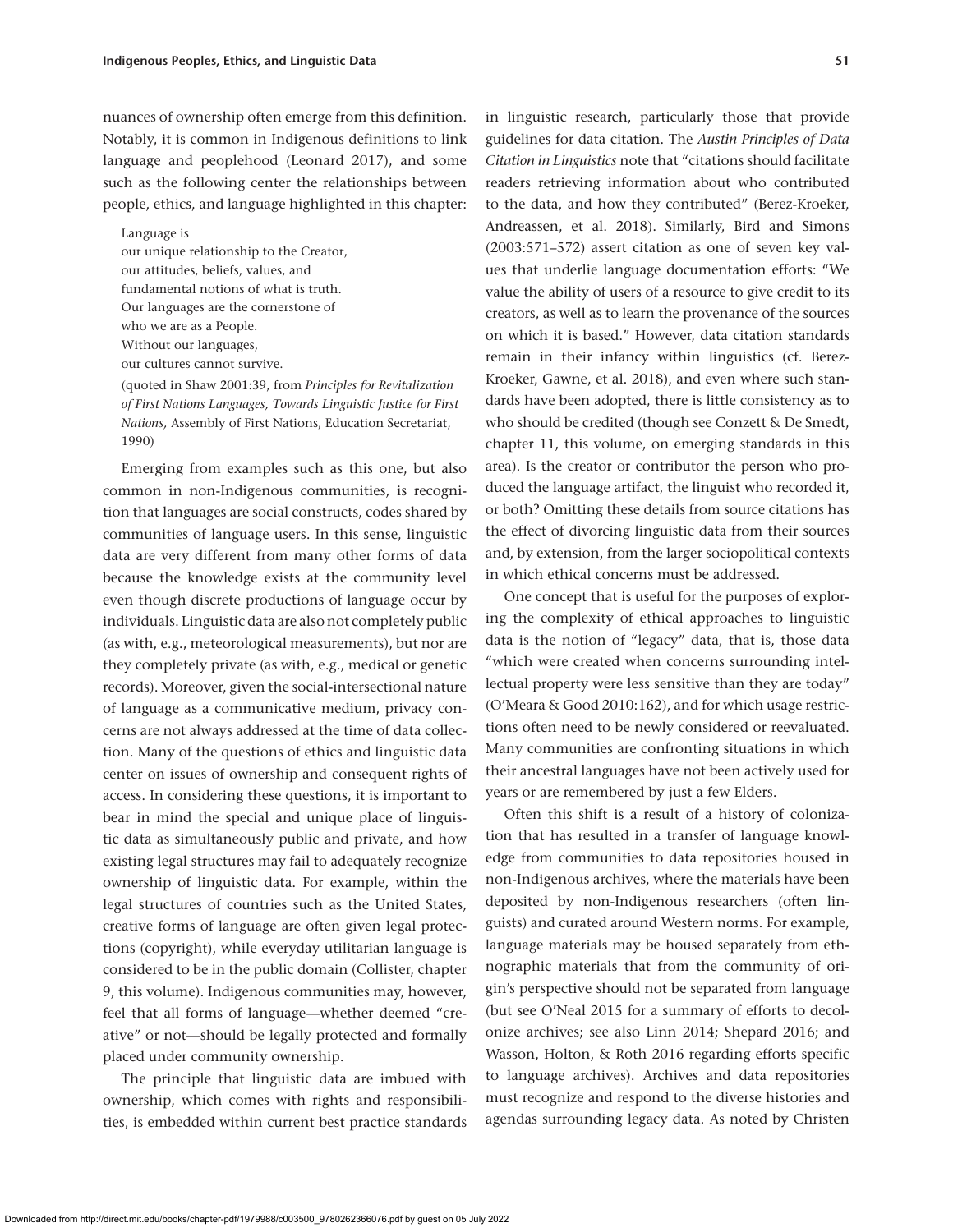nuances of ownership often emerge from this definition. Notably, it is common in Indigenous definitions to link language and peoplehood (Leonard 2017), and some such as the following center the relationships between people, ethics, and language highlighted in this chapter:

> Language is
> our unique relationship to the Creator,
> our attitudes, beliefs, values, and
> fundamental notions of what is truth.
> Our languages are the cornerstone of
> who we are as a People.
> Without our languages,
> our cultures cannot survive.
>
> (quoted in Shaw 2001:39, from *Principles for Revitalization of First Nations Languages, Towards Linguistic Justice for First Nations,* Assembly of First Nations, Education Secretariat, 1990)

Emerging from examples such as this one, but also common in non-Indigenous communities, is recognition that languages are social constructs, codes shared by communities of language users. In this sense, linguistic data are very different from many other forms of data because the knowledge exists at the community level even though discrete productions of language occur by individuals. Linguistic data are also not completely public (as with, e.g., meteorological measurements), but nor are they completely private (as with, e.g., medical or genetic records). Moreover, given the social-intersectional nature of language as a communicative medium, privacy concerns are not always addressed at the time of data collection. Many of the questions of ethics and linguistic data center on issues of ownership and consequent rights of access. In considering these questions, it is important to bear in mind the special and unique place of linguistic data as simultaneously public and private, and how existing legal structures may fail to adequately recognize ownership of linguistic data. For example, within the legal structures of countries such as the United States, creative forms of language are often given legal protections (copyright), while everyday utilitarian language is considered to be in the public domain (Collister, chapter 9, this volume). Indigenous communities may, however, feel that all forms of language—whether deemed "creative" or not—should be legally protected and formally placed under community ownership.

The principle that linguistic data are imbued with ownership, which comes with rights and responsibilities, is embedded within current best practice standards in linguistic research, particularly those that provide guidelines for data citation. The *Austin Principles of Data Citation in Linguistics* note that "citations should facilitate readers retrieving information about who contributed to the data, and how they contributed" (Berez-Kroeker, Andreassen, et al. 2018). Similarly, Bird and Simons (2003:571–572) assert citation as one of seven key values that underlie language documentation efforts: "We value the ability of users of a resource to give credit to its creators, as well as to learn the provenance of the sources on which it is based." However, data citation standards remain in their infancy within linguistics (cf. Berez-Kroeker, Gawne, et al. 2018), and even where such standards have been adopted, there is little consistency as to who should be credited (though see Conzett & De Smedt, chapter 11, this volume, on emerging standards in this area). Is the creator or contributor the person who produced the language artifact, the linguist who recorded it, or both? Omitting these details from source citations has the effect of divorcing linguistic data from their sources and, by extension, from the larger sociopolitical contexts in which ethical concerns must be addressed.

One concept that is useful for the purposes of exploring the complexity of ethical approaches to linguistic data is the notion of "legacy" data, that is, those data "which were created when concerns surrounding intellectual property were less sensitive than they are today" (O'Meara & Good 2010:162), and for which usage restrictions often need to be newly considered or reevaluated. Many communities are confronting situations in which their ancestral languages have not been actively used for years or are remembered by just a few Elders.

Often this shift is a result of a history of colonization that has resulted in a transfer of language knowledge from communities to data repositories housed in non-Indigenous archives, where the materials have been deposited by non-Indigenous researchers (often linguists) and curated around Western norms. For example, language materials may be housed separately from ethnographic materials that from the community of origin's perspective should not be separated from language (but see O'Neal 2015 for a summary of efforts to decolonize archives; see also Linn 2014; Shepard 2016; and Wasson, Holton, & Roth 2016 regarding efforts specific to language archives). Archives and data repositories must recognize and respond to the diverse histories and agendas surrounding legacy data. As noted by Christen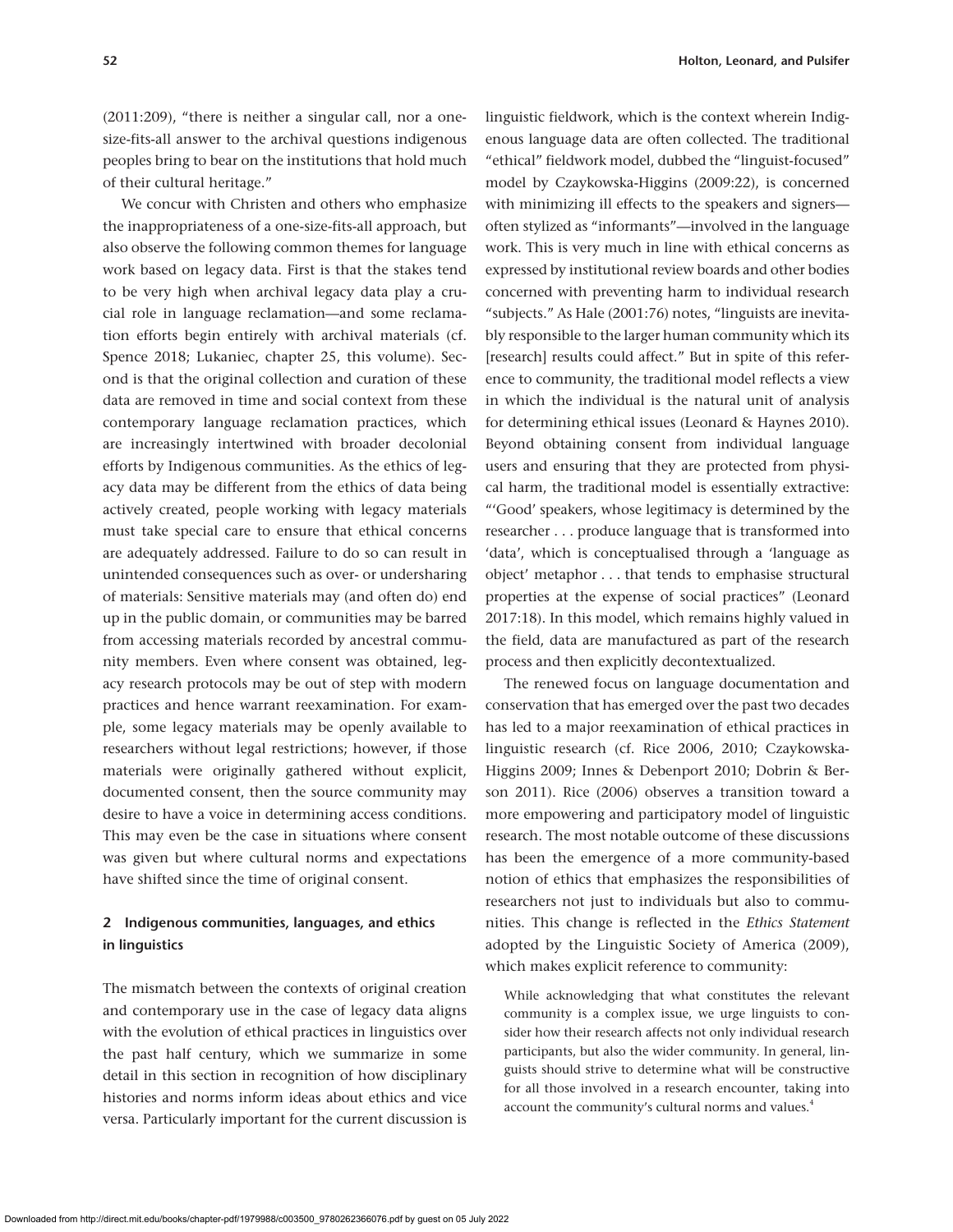(2011:209), "there is neither a singular call, nor a one-size-fits-all answer to the archival questions indigenous peoples bring to bear on the institutions that hold much of their cultural heritage."

We concur with Christen and others who emphasize the inappropriateness of a one-size-fits-all approach, but also observe the following common themes for language work based on legacy data. First is that the stakes tend to be very high when archival legacy data play a crucial role in language reclamation—and some reclamation efforts begin entirely with archival materials (cf. Spence 2018; Lukaniec, chapter 25, this volume). Second is that the original collection and curation of these data are removed in time and social context from these contemporary language reclamation practices, which are increasingly intertwined with broader decolonial efforts by Indigenous communities. As the ethics of legacy data may be different from the ethics of data being actively created, people working with legacy materials must take special care to ensure that ethical concerns are adequately addressed. Failure to do so can result in unintended consequences such as over- or undersharing of materials: Sensitive materials may (and often do) end up in the public domain, or communities may be barred from accessing materials recorded by ancestral community members. Even where consent was obtained, legacy research protocols may be out of step with modern practices and hence warrant reexamination. For example, some legacy materials may be openly available to researchers without legal restrictions; however, if those materials were originally gathered without explicit, documented consent, then the source community may desire to have a voice in determining access conditions. This may even be the case in situations where consent was given but where cultural norms and expectations have shifted since the time of original consent.

## 2 Indigenous communities, languages, and ethics in linguistics

The mismatch between the contexts of original creation and contemporary use in the case of legacy data aligns with the evolution of ethical practices in linguistics over the past half century, which we summarize in some detail in this section in recognition of how disciplinary histories and norms inform ideas about ethics and vice versa. Particularly important for the current discussion is linguistic fieldwork, which is the context wherein Indigenous language data are often collected. The traditional "ethical" fieldwork model, dubbed the "linguist-focused" model by Czaykowska-Higgins (2009:22), is concerned with minimizing ill effects to the speakers and signers—often stylized as "informants"—involved in the language work. This is very much in line with ethical concerns as expressed by institutional review boards and other bodies concerned with preventing harm to individual research "subjects." As Hale (2001:76) notes, "linguists are inevitably responsible to the larger human community which its [research] results could affect." But in spite of this reference to community, the traditional model reflects a view in which the individual is the natural unit of analysis for determining ethical issues (Leonard & Haynes 2010). Beyond obtaining consent from individual language users and ensuring that they are protected from physical harm, the traditional model is essentially extractive: "'Good' speakers, whose legitimacy is determined by the researcher . . . produce language that is transformed into 'data', which is conceptualised through a 'language as object' metaphor . . . that tends to emphasise structural properties at the expense of social practices" (Leonard 2017:18). In this model, which remains highly valued in the field, data are manufactured as part of the research process and then explicitly decontextualized.

The renewed focus on language documentation and conservation that has emerged over the past two decades has led to a major reexamination of ethical practices in linguistic research (cf. Rice 2006, 2010; Czaykowska-Higgins 2009; Innes & Debenport 2010; Dobrin & Berson 2011). Rice (2006) observes a transition toward a more empowering and participatory model of linguistic research. The most notable outcome of these discussions has been the emergence of a more community-based notion of ethics that emphasizes the responsibilities of researchers not just to individuals but also to communities. This change is reflected in the *Ethics Statement* adopted by the Linguistic Society of America (2009), which makes explicit reference to community:

> While acknowledging that what constitutes the relevant community is a complex issue, we urge linguists to consider how their research affects not only individual research participants, but also the wider community. In general, linguists should strive to determine what will be constructive for all those involved in a research encounter, taking into account the community's cultural norms and values.[4]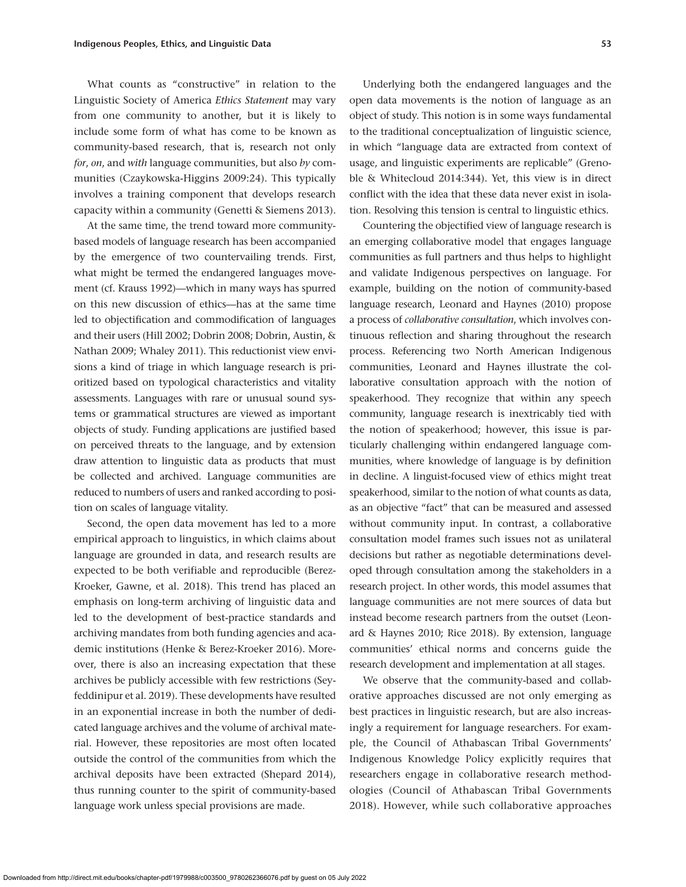What counts as "constructive" in relation to the Linguistic Society of America *Ethics Statement* may vary from one community to another, but it is likely to include some form of what has come to be known as community-based research, that is, research not only *for*, *on*, and *with* language communities, but also *by* communities (Czaykowska-Higgins 2009:24). This typically involves a training component that develops research capacity within a community (Genetti & Siemens 2013).

At the same time, the trend toward more community-based models of language research has been accompanied by the emergence of two countervailing trends. First, what might be termed the endangered languages movement (cf. Krauss 1992)—which in many ways has spurred on this new discussion of ethics—has at the same time led to objectification and commodification of languages and their users (Hill 2002; Dobrin 2008; Dobrin, Austin, & Nathan 2009; Whaley 2011). This reductionist view envisions a kind of triage in which language research is prioritized based on typological characteristics and vitality assessments. Languages with rare or unusual sound systems or grammatical structures are viewed as important objects of study. Funding applications are justified based on perceived threats to the language, and by extension draw attention to linguistic data as products that must be collected and archived. Language communities are reduced to numbers of users and ranked according to position on scales of language vitality.

Second, the open data movement has led to a more empirical approach to linguistics, in which claims about language are grounded in data, and research results are expected to be both verifiable and reproducible (Berez-Kroeker, Gawne, et al. 2018). This trend has placed an emphasis on long-term archiving of linguistic data and led to the development of best-practice standards and archiving mandates from both funding agencies and academic institutions (Henke & Berez-Kroeker 2016). Moreover, there is also an increasing expectation that these archives be publicly accessible with few restrictions (Seyfeddinipur et al. 2019). These developments have resulted in an exponential increase in both the number of dedicated language archives and the volume of archival material. However, these repositories are most often located outside the control of the communities from which the archival deposits have been extracted (Shepard 2014), thus running counter to the spirit of community-based language work unless special provisions are made.

Underlying both the endangered languages and the open data movements is the notion of language as an object of study. This notion is in some ways fundamental to the traditional conceptualization of linguistic science, in which "language data are extracted from context of usage, and linguistic experiments are replicable" (Grenoble & Whitecloud 2014:344). Yet, this view is in direct conflict with the idea that these data never exist in isolation. Resolving this tension is central to linguistic ethics.

Countering the objectified view of language research is an emerging collaborative model that engages language communities as full partners and thus helps to highlight and validate Indigenous perspectives on language. For example, building on the notion of community-based language research, Leonard and Haynes (2010) propose a process of *collaborative consultation*, which involves continuous reflection and sharing throughout the research process. Referencing two North American Indigenous communities, Leonard and Haynes illustrate the collaborative consultation approach with the notion of speakerhood. They recognize that within any speech community, language research is inextricably tied with the notion of speakerhood; however, this issue is particularly challenging within endangered language communities, where knowledge of language is by definition in decline. A linguist-focused view of ethics might treat speakerhood, similar to the notion of what counts as data, as an objective "fact" that can be measured and assessed without community input. In contrast, a collaborative consultation model frames such issues not as unilateral decisions but rather as negotiable determinations developed through consultation among the stakeholders in a research project. In other words, this model assumes that language communities are not mere sources of data but instead become research partners from the outset (Leonard & Haynes 2010; Rice 2018). By extension, language communities' ethical norms and concerns guide the research development and implementation at all stages.

We observe that the community-based and collaborative approaches discussed are not only emerging as best practices in linguistic research, but are also increasingly a requirement for language researchers. For example, the Council of Athabascan Tribal Governments' Indigenous Knowledge Policy explicitly requires that researchers engage in collaborative research methodologies (Council of Athabascan Tribal Governments 2018). However, while such collaborative approaches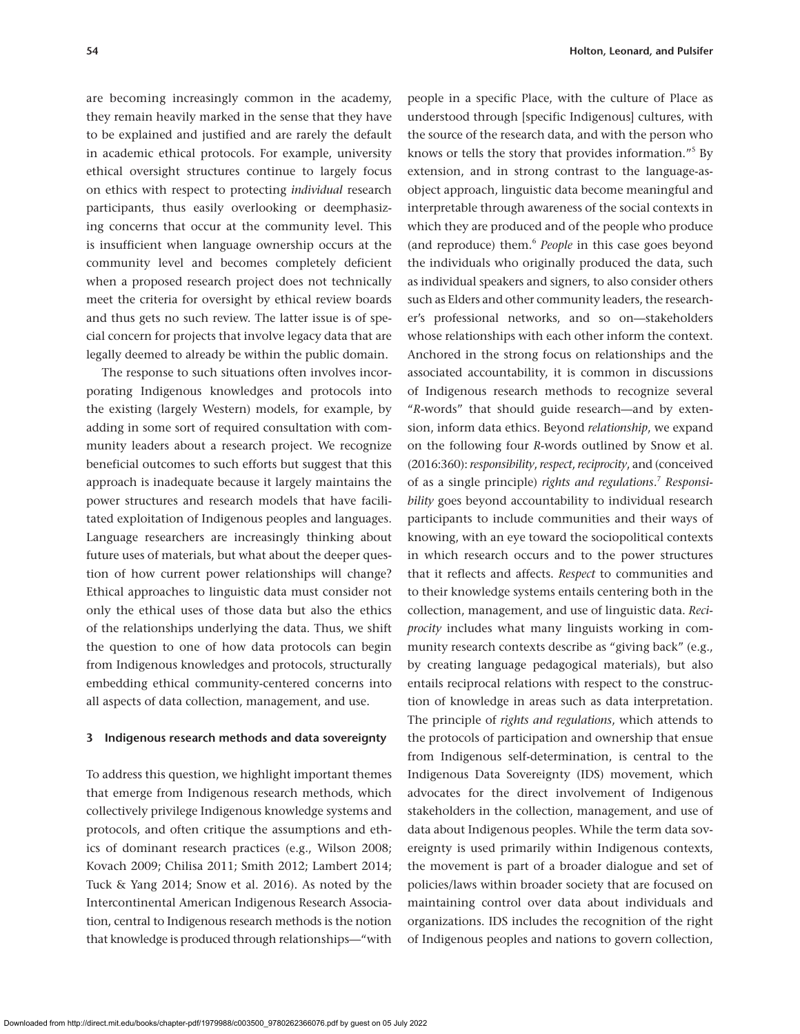are becoming increasingly common in the academy, they remain heavily marked in the sense that they have to be explained and justified and are rarely the default in academic ethical protocols. For example, university ethical oversight structures continue to largely focus on ethics with respect to protecting *individual* research participants, thus easily overlooking or deemphasizing concerns that occur at the community level. This is insufficient when language ownership occurs at the community level and becomes completely deficient when a proposed research project does not technically meet the criteria for oversight by ethical review boards and thus gets no such review. The latter issue is of special concern for projects that involve legacy data that are legally deemed to already be within the public domain.

The response to such situations often involves incorporating Indigenous knowledges and protocols into the existing (largely Western) models, for example, by adding in some sort of required consultation with community leaders about a research project. We recognize beneficial outcomes to such efforts but suggest that this approach is inadequate because it largely maintains the power structures and research models that have facilitated exploitation of Indigenous peoples and languages. Language researchers are increasingly thinking about future uses of materials, but what about the deeper question of how current power relationships will change? Ethical approaches to linguistic data must consider not only the ethical uses of those data but also the ethics of the relationships underlying the data. Thus, we shift the question to one of how data protocols can begin from Indigenous knowledges and protocols, structurally embedding ethical community-centered concerns into all aspects of data collection, management, and use.

## 3 Indigenous research methods and data sovereignty

To address this question, we highlight important themes that emerge from Indigenous research methods, which collectively privilege Indigenous knowledge systems and protocols, and often critique the assumptions and ethics of dominant research practices (e.g., Wilson 2008; Kovach 2009; Chilisa 2011; Smith 2012; Lambert 2014; Tuck & Yang 2014; Snow et al. 2016). As noted by the Intercontinental American Indigenous Research Association, central to Indigenous research methods is the notion that knowledge is produced through relationships—"with people in a specific Place, with the culture of Place as understood through [specific Indigenous] cultures, with the source of the research data, and with the person who knows or tells the story that provides information."[5] By extension, and in strong contrast to the language-as-object approach, linguistic data become meaningful and interpretable through awareness of the social contexts in which they are produced and of the people who produce (and reproduce) them.[6] *People* in this case goes beyond the individuals who originally produced the data, such as individual speakers and signers, to also consider others such as Elders and other community leaders, the researcher's professional networks, and so on—stakeholders whose relationships with each other inform the context. Anchored in the strong focus on relationships and the associated accountability, it is common in discussions of Indigenous research methods to recognize several "*R*-words" that should guide research—and by extension, inform data ethics. Beyond *relationship*, we expand on the following four *R*-words outlined by Snow et al. (2016:360): *responsibility*, *respect*, *reciprocity*, and (conceived of as a single principle) *rights and regulations*.[7] *Responsibility* goes beyond accountability to individual research participants to include communities and their ways of knowing, with an eye toward the sociopolitical contexts in which research occurs and to the power structures that it reflects and affects. *Respect* to communities and to their knowledge systems entails centering both in the collection, management, and use of linguistic data. *Reciprocity* includes what many linguists working in community research contexts describe as "giving back" (e.g., by creating language pedagogical materials), but also entails reciprocal relations with respect to the construction of knowledge in areas such as data interpretation. The principle of *rights and regulations*, which attends to the protocols of participation and ownership that ensue from Indigenous self-determination, is central to the Indigenous Data Sovereignty (IDS) movement, which advocates for the direct involvement of Indigenous stakeholders in the collection, management, and use of data about Indigenous peoples. While the term data sovereignty is used primarily within Indigenous contexts, the movement is part of a broader dialogue and set of policies/laws within broader society that are focused on maintaining control over data about individuals and organizations. IDS includes the recognition of the right of Indigenous peoples and nations to govern collection,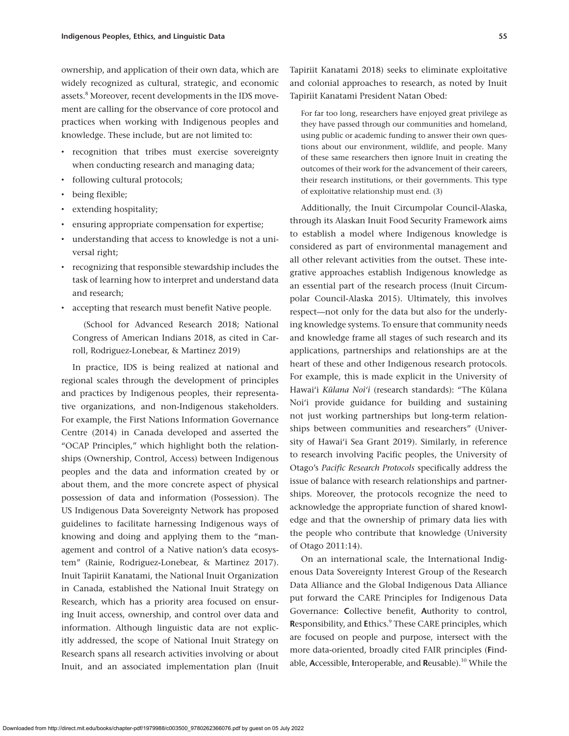ownership, and application of their own data, which are widely recognized as cultural, strategic, and economic assets.[8] Moreover, recent developments in the IDS movement are calling for the observance of core protocol and practices when working with Indigenous peoples and knowledge. These include, but are not limited to:

- recognition that tribes must exercise sovereignty when conducting research and managing data;
- following cultural protocols;
- being flexible;
- extending hospitality;
- ensuring appropriate compensation for expertise;
- understanding that access to knowledge is not a universal right;
- recognizing that responsible stewardship includes the task of learning how to interpret and understand data and research;
- accepting that research must benefit Native people.

(School for Advanced Research 2018; National Congress of American Indians 2018, as cited in Carroll, Rodriguez-Lonebear, & Martinez 2019)

In practice, IDS is being realized at national and regional scales through the development of principles and practices by Indigenous peoples, their representative organizations, and non-Indigenous stakeholders. For example, the First Nations Information Governance Centre (2014) in Canada developed and asserted the "OCAP Principles," which highlight both the relationships (Ownership, Control, Access) between Indigenous peoples and the data and information created by or about them, and the more concrete aspect of physical possession of data and information (Possession). The US Indigenous Data Sovereignty Network has proposed guidelines to facilitate harnessing Indigenous ways of knowing and doing and applying them to the "management and control of a Native nation's data ecosystem" (Rainie, Rodriguez-Lonebear, & Martinez 2017). Inuit Tapiriit Kanatami, the National Inuit Organization in Canada, established the National Inuit Strategy on Research, which has a priority area focused on ensuring Inuit access, ownership, and control over data and information. Although linguistic data are not explicitly addressed, the scope of National Inuit Strategy on Research spans all research activities involving or about Inuit, and an associated implementation plan (Inuit Tapiriit Kanatami 2018) seeks to eliminate exploitative and colonial approaches to research, as noted by Inuit Tapiriit Kanatami President Natan Obed:

> For far too long, researchers have enjoyed great privilege as they have passed through our communities and homeland, using public or academic funding to answer their own questions about our environment, wildlife, and people. Many of these same researchers then ignore Inuit in creating the outcomes of their work for the advancement of their careers, their research institutions, or their governments. This type of exploitative relationship must end. (3)

Additionally, the Inuit Circumpolar Council-Alaska, through its Alaskan Inuit Food Security Framework aims to establish a model where Indigenous knowledge is considered as part of environmental management and all other relevant activities from the outset. These integrative approaches establish Indigenous knowledge as an essential part of the research process (Inuit Circumpolar Council-Alaska 2015). Ultimately, this involves respect—not only for the data but also for the underlying knowledge systems. To ensure that community needs and knowledge frame all stages of such research and its applications, partnerships and relationships are at the heart of these and other Indigenous research protocols. For example, this is made explicit in the University of Hawai'i *Kūlana Noi'i* (research standards): "The Kūlana Noi'i provide guidance for building and sustaining not just working partnerships but long-term relationships between communities and researchers" (University of Hawai'i Sea Grant 2019). Similarly, in reference to research involving Pacific peoples, the University of Otago's *Pacific Research Protocols* specifically address the issue of balance with research relationships and partnerships. Moreover, the protocols recognize the need to acknowledge the appropriate function of shared knowledge and that the ownership of primary data lies with the people who contribute that knowledge (University of Otago 2011:14).

On an international scale, the International Indigenous Data Sovereignty Interest Group of the Research Data Alliance and the Global Indigenous Data Alliance put forward the CARE Principles for Indigenous Data Governance: **C**ollective benefit, **A**uthority to control, **R**esponsibility, and **E**thics.[9] These CARE principles, which are focused on people and purpose, intersect with the more data-oriented, broadly cited FAIR principles (**F**indable, **A**ccessible, **I**nteroperable, and **R**eusable).[10] While the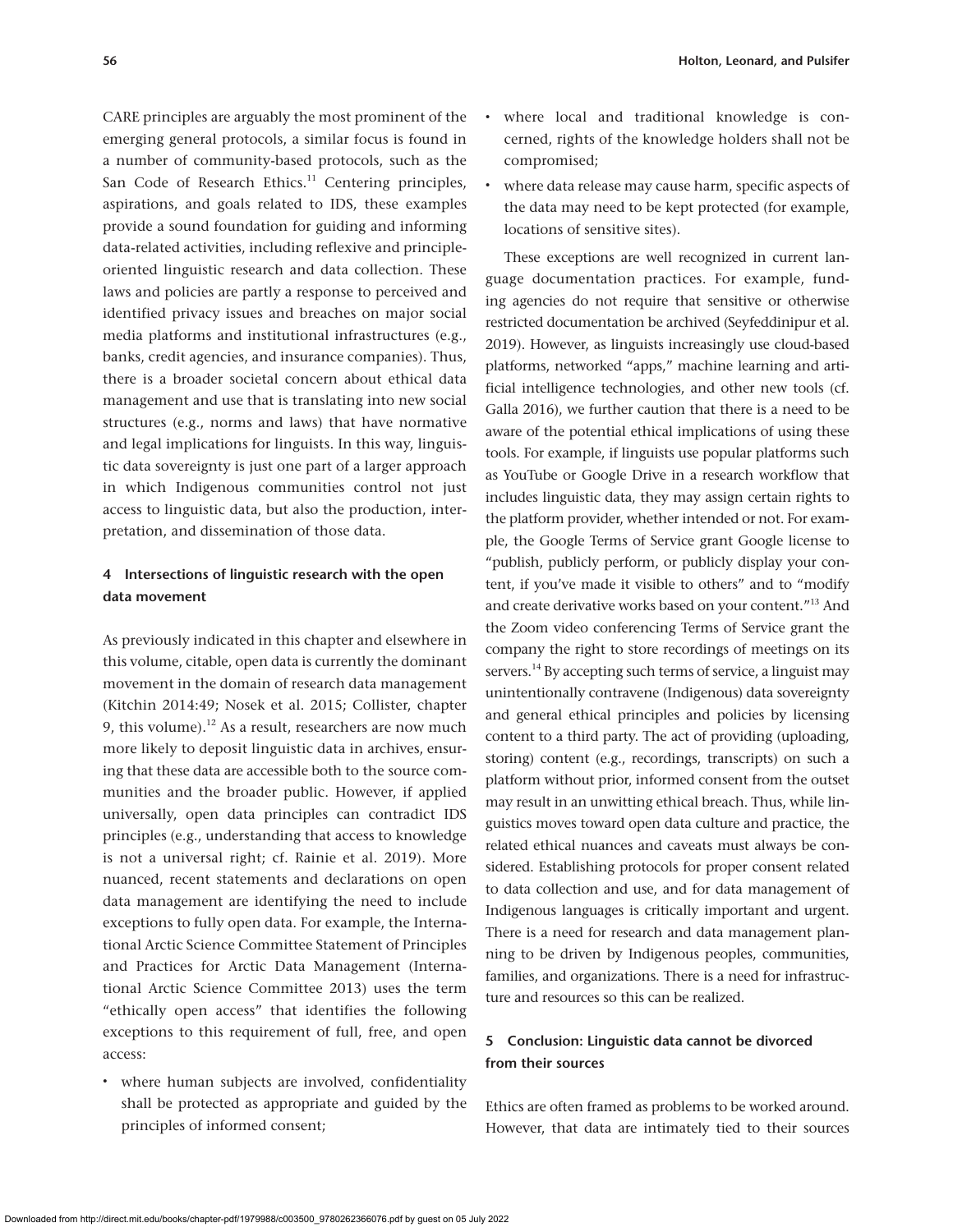CARE principles are arguably the most prominent of the emerging general protocols, a similar focus is found in a number of community-based protocols, such as the San Code of Research Ethics.[11] Centering principles, aspirations, and goals related to IDS, these examples provide a sound foundation for guiding and informing data-related activities, including reflexive and principle-oriented linguistic research and data collection. These laws and policies are partly a response to perceived and identified privacy issues and breaches on major social media platforms and institutional infrastructures (e.g., banks, credit agencies, and insurance companies). Thus, there is a broader societal concern about ethical data management and use that is translating into new social structures (e.g., norms and laws) that have normative and legal implications for linguists. In this way, linguistic data sovereignty is just one part of a larger approach in which Indigenous communities control not just access to linguistic data, but also the production, interpretation, and dissemination of those data.

## 4 Intersections of linguistic research with the open data movement

As previously indicated in this chapter and elsewhere in this volume, citable, open data is currently the dominant movement in the domain of research data management (Kitchin 2014:49; Nosek et al. 2015; Collister, chapter 9, this volume).[12] As a result, researchers are now much more likely to deposit linguistic data in archives, ensuring that these data are accessible both to the source communities and the broader public. However, if applied universally, open data principles can contradict IDS principles (e.g., understanding that access to knowledge is not a universal right; cf. Rainie et al. 2019). More nuanced, recent statements and declarations on open data management are identifying the need to include exceptions to fully open data. For example, the International Arctic Science Committee Statement of Principles and Practices for Arctic Data Management (International Arctic Science Committee 2013) uses the term "ethically open access" that identifies the following exceptions to this requirement of full, free, and open access:

- where human subjects are involved, confidentiality shall be protected as appropriate and guided by the principles of informed consent;
- where local and traditional knowledge is concerned, rights of the knowledge holders shall not be compromised;
- where data release may cause harm, specific aspects of the data may need to be kept protected (for example, locations of sensitive sites).

These exceptions are well recognized in current language documentation practices. For example, funding agencies do not require that sensitive or otherwise restricted documentation be archived (Seyfeddinipur et al. 2019). However, as linguists increasingly use cloud-based platforms, networked "apps," machine learning and artificial intelligence technologies, and other new tools (cf. Galla 2016), we further caution that there is a need to be aware of the potential ethical implications of using these tools. For example, if linguists use popular platforms such as YouTube or Google Drive in a research workflow that includes linguistic data, they may assign certain rights to the platform provider, whether intended or not. For example, the Google Terms of Service grant Google license to "publish, publicly perform, or publicly display your content, if you've made it visible to others" and to "modify and create derivative works based on your content."[13] And the Zoom video conferencing Terms of Service grant the company the right to store recordings of meetings on its servers.[14] By accepting such terms of service, a linguist may unintentionally contravene (Indigenous) data sovereignty and general ethical principles and policies by licensing content to a third party. The act of providing (uploading, storing) content (e.g., recordings, transcripts) on such a platform without prior, informed consent from the outset may result in an unwitting ethical breach. Thus, while linguistics moves toward open data culture and practice, the related ethical nuances and caveats must always be considered. Establishing protocols for proper consent related to data collection and use, and for data management of Indigenous languages is critically important and urgent. There is a need for research and data management planning to be driven by Indigenous peoples, communities, families, and organizations. There is a need for infrastructure and resources so this can be realized.

## 5 Conclusion: Linguistic data cannot be divorced from their sources

Ethics are often framed as problems to be worked around. However, that data are intimately tied to their sources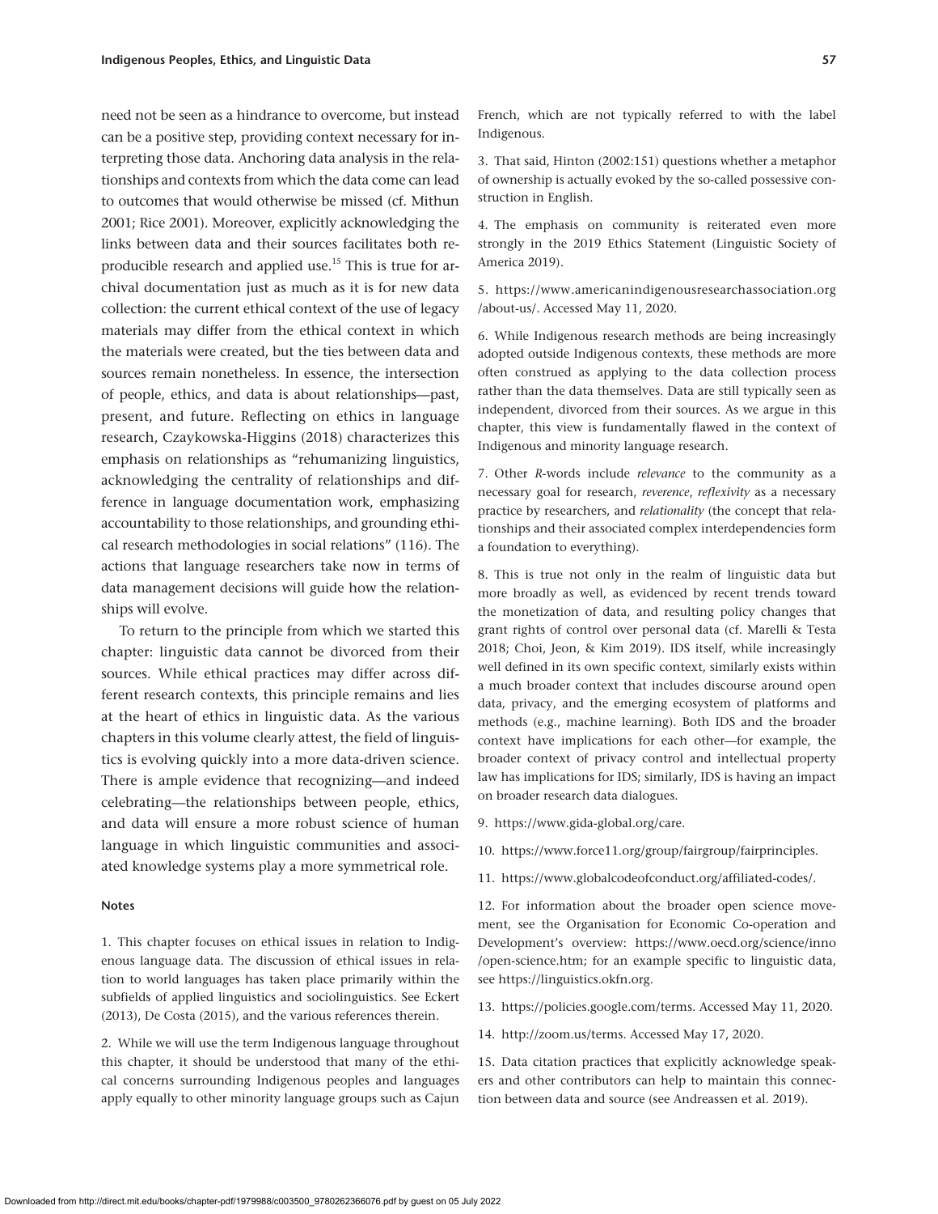need not be seen as a hindrance to overcome, but instead can be a positive step, providing context necessary for interpreting those data. Anchoring data analysis in the relationships and contexts from which the data come can lead to outcomes that would otherwise be missed (cf. Mithun 2001; Rice 2001). Moreover, explicitly acknowledging the links between data and their sources facilitates both reproducible research and applied use.[15] This is true for archival documentation just as much as it is for new data collection: the current ethical context of the use of legacy materials may differ from the ethical context in which the materials were created, but the ties between data and sources remain nonetheless. In essence, the intersection of people, ethics, and data is about relationships—past, present, and future. Reflecting on ethics in language research, Czaykowska-Higgins (2018) characterizes this emphasis on relationships as "rehumanizing linguistics, acknowledging the centrality of relationships and difference in language documentation work, emphasizing accountability to those relationships, and grounding ethical research methodologies in social relations" (116). The actions that language researchers take now in terms of data management decisions will guide how the relationships will evolve.

To return to the principle from which we started this chapter: linguistic data cannot be divorced from their sources. While ethical practices may differ across different research contexts, this principle remains and lies at the heart of ethics in linguistic data. As the various chapters in this volume clearly attest, the field of linguistics is evolving quickly into a more data-driven science. There is ample evidence that recognizing—and indeed celebrating—the relationships between people, ethics, and data will ensure a more robust science of human language in which linguistic communities and associated knowledge systems play a more symmetrical role.

#### Notes

1. This chapter focuses on ethical issues in relation to Indigenous language data. The discussion of ethical issues in relation to world languages has taken place primarily within the subfields of applied linguistics and sociolinguistics. See Eckert (2013), De Costa (2015), and the various references therein.

2. While we will use the term Indigenous language throughout this chapter, it should be understood that many of the ethical concerns surrounding Indigenous peoples and languages apply equally to other minority language groups such as Cajun French, which are not typically referred to with the label Indigenous.

3. That said, Hinton (2002:151) questions whether a metaphor of ownership is actually evoked by the so-called possessive construction in English.

4. The emphasis on community is reiterated even more strongly in the 2019 Ethics Statement (Linguistic Society of America 2019).

5. https://www.americanindigenousresearchassociation.org/about-us/. Accessed May 11, 2020.

6. While Indigenous research methods are being increasingly adopted outside Indigenous contexts, these methods are more often construed as applying to the data collection process rather than the data themselves. Data are still typically seen as independent, divorced from their sources. As we argue in this chapter, this view is fundamentally flawed in the context of Indigenous and minority language research.

7. Other *R*-words include *relevance* to the community as a necessary goal for research, *reverence*, *reflexivity* as a necessary practice by researchers, and *relationality* (the concept that relationships and their associated complex interdependencies form a foundation to everything).

8. This is true not only in the realm of linguistic data but more broadly as well, as evidenced by recent trends toward the monetization of data, and resulting policy changes that grant rights of control over personal data (cf. Marelli & Testa 2018; Choi, Jeon, & Kim 2019). IDS itself, while increasingly well defined in its own specific context, similarly exists within a much broader context that includes discourse around open data, privacy, and the emerging ecosystem of platforms and methods (e.g., machine learning). Both IDS and the broader context have implications for each other—for example, the broader context of privacy control and intellectual property law has implications for IDS; similarly, IDS is having an impact on broader research data dialogues.

9. https://www.gida-global.org/care.

10. https://www.force11.org/group/fairgroup/fairprinciples.

11. https://www.globalcodeofconduct.org/affiliated-codes/.

12. For information about the broader open science movement, see the Organisation for Economic Co-operation and Development's overview: https://www.oecd.org/science/inno/open-science.htm; for an example specific to linguistic data, see https://linguistics.okfn.org.

13. https://policies.google.com/terms. Accessed May 11, 2020.

14. http://zoom.us/terms. Accessed May 17, 2020.

15. Data citation practices that explicitly acknowledge speakers and other contributors can help to maintain this connection between data and source (see Andreassen et al. 2019).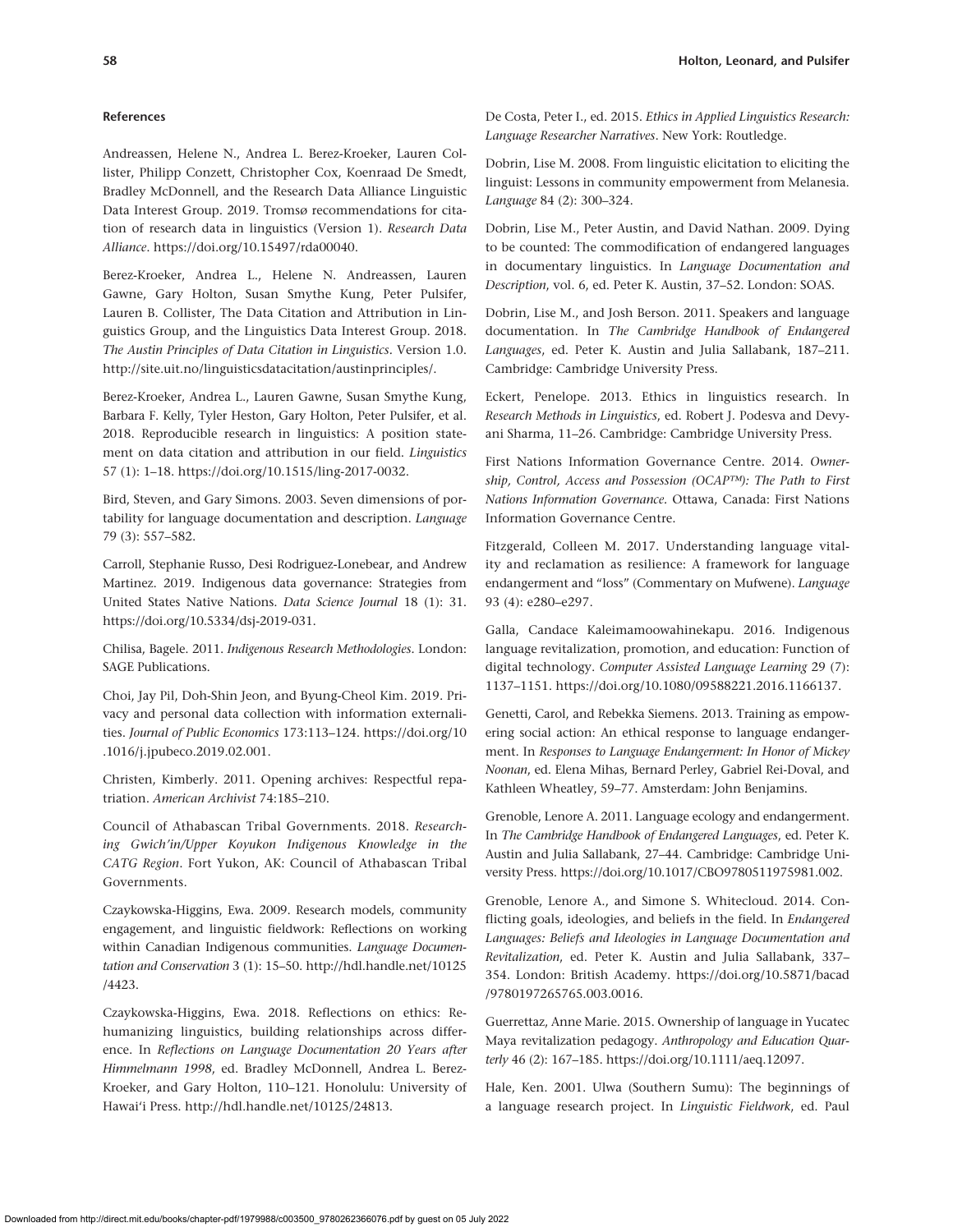#### References

Andreassen, Helene N., Andrea L. Berez-Kroeker, Lauren Collister, Philipp Conzett, Christopher Cox, Koenraad De Smedt, Bradley McDonnell, and the Research Data Alliance Linguistic Data Interest Group. 2019. Tromsø recommendations for citation of research data in linguistics (Version 1). *Research Data Alliance*. https://doi.org/10.15497/rda00040.

Berez-Kroeker, Andrea L., Helene N. Andreassen, Lauren Gawne, Gary Holton, Susan Smythe Kung, Peter Pulsifer, Lauren B. Collister, The Data Citation and Attribution in Linguistics Group, and the Linguistics Data Interest Group. 2018. *The Austin Principles of Data Citation in Linguistics*. Version 1.0. http://site.uit.no/linguisticsdatacitation/austinprinciples/.

Berez-Kroeker, Andrea L., Lauren Gawne, Susan Smythe Kung, Barbara F. Kelly, Tyler Heston, Gary Holton, Peter Pulsifer, et al. 2018. Reproducible research in linguistics: A position statement on data citation and attribution in our field. *Linguistics* 57 (1): 1–18. https://doi.org/10.1515/ling-2017-0032.

Bird, Steven, and Gary Simons. 2003. Seven dimensions of portability for language documentation and description. *Language* 79 (3): 557–582.

Carroll, Stephanie Russo, Desi Rodriguez-Lonebear, and Andrew Martinez. 2019. Indigenous data governance: Strategies from United States Native Nations. *Data Science Journal* 18 (1): 31. https://doi.org/10.5334/dsj-2019-031.

Chilisa, Bagele. 2011. *Indigenous Research Methodologies*. London: SAGE Publications.

Choi, Jay Pil, Doh-Shin Jeon, and Byung-Cheol Kim. 2019. Privacy and personal data collection with information externalities. *Journal of Public Economics* 173:113–124. https://doi.org/10.1016/j.jpubeco.2019.02.001.

Christen, Kimberly. 2011. Opening archives: Respectful repatriation. *American Archivist* 74:185–210.

Council of Athabascan Tribal Governments. 2018. *Researching Gwich'in/Upper Koyukon Indigenous Knowledge in the CATG Region*. Fort Yukon, AK: Council of Athabascan Tribal Governments.

Czaykowska-Higgins, Ewa. 2009. Research models, community engagement, and linguistic fieldwork: Reflections on working within Canadian Indigenous communities. *Language Documentation and Conservation* 3 (1): 15–50. http://hdl.handle.net/10125/4423.

Czaykowska-Higgins, Ewa. 2018. Reflections on ethics: Re-humanizing linguistics, building relationships across difference. In *Reflections on Language Documentation 20 Years after Himmelmann 1998*, ed. Bradley McDonnell, Andrea L. Berez-Kroeker, and Gary Holton, 110–121. Honolulu: University of Hawai'i Press. http://hdl.handle.net/10125/24813.

De Costa, Peter I., ed. 2015. *Ethics in Applied Linguistics Research: Language Researcher Narratives*. New York: Routledge.

Dobrin, Lise M. 2008. From linguistic elicitation to eliciting the linguist: Lessons in community empowerment from Melanesia. *Language* 84 (2): 300–324.

Dobrin, Lise M., Peter Austin, and David Nathan. 2009. Dying to be counted: The commodification of endangered languages in documentary linguistics. In *Language Documentation and Description*, vol. 6, ed. Peter K. Austin, 37–52. London: SOAS.

Dobrin, Lise M., and Josh Berson. 2011. Speakers and language documentation. In *The Cambridge Handbook of Endangered Languages*, ed. Peter K. Austin and Julia Sallabank, 187–211. Cambridge: Cambridge University Press.

Eckert, Penelope. 2013. Ethics in linguistics research. In *Research Methods in Linguistics*, ed. Robert J. Podesva and Devyani Sharma, 11–26. Cambridge: Cambridge University Press.

First Nations Information Governance Centre. 2014. *Ownership, Control, Access and Possession (OCAP™): The Path to First Nations Information Governance*. Ottawa, Canada: First Nations Information Governance Centre.

Fitzgerald, Colleen M. 2017. Understanding language vitality and reclamation as resilience: A framework for language endangerment and "loss" (Commentary on Mufwene). *Language* 93 (4): e280–e297.

Galla, Candace Kaleimamoowahinekapu. 2016. Indigenous language revitalization, promotion, and education: Function of digital technology. *Computer Assisted Language Learning* 29 (7): 1137–1151. https://doi.org/10.1080/09588221.2016.1166137.

Genetti, Carol, and Rebekka Siemens. 2013. Training as empowering social action: An ethical response to language endangerment. In *Responses to Language Endangerment: In Honor of Mickey Noonan*, ed. Elena Mihas, Bernard Perley, Gabriel Rei-Doval, and Kathleen Wheatley, 59–77. Amsterdam: John Benjamins.

Grenoble, Lenore A. 2011. Language ecology and endangerment. In *The Cambridge Handbook of Endangered Languages*, ed. Peter K. Austin and Julia Sallabank, 27–44. Cambridge: Cambridge University Press. https://doi.org/10.1017/CBO9780511975981.002.

Grenoble, Lenore A., and Simone S. Whitecloud. 2014. Conflicting goals, ideologies, and beliefs in the field. In *Endangered Languages: Beliefs and Ideologies in Language Documentation and Revitalization*, ed. Peter K. Austin and Julia Sallabank, 337–354. London: British Academy. https://doi.org/10.5871/bacad/9780197265765.003.0016.

Guerrettaz, Anne Marie. 2015. Ownership of language in Yucatec Maya revitalization pedagogy. *Anthropology and Education Quarterly* 46 (2): 167–185. https://doi.org/10.1111/aeq.12097.

Hale, Ken. 2001. Ulwa (Southern Sumu): The beginnings of a language research project. In *Linguistic Fieldwork*, ed. Paul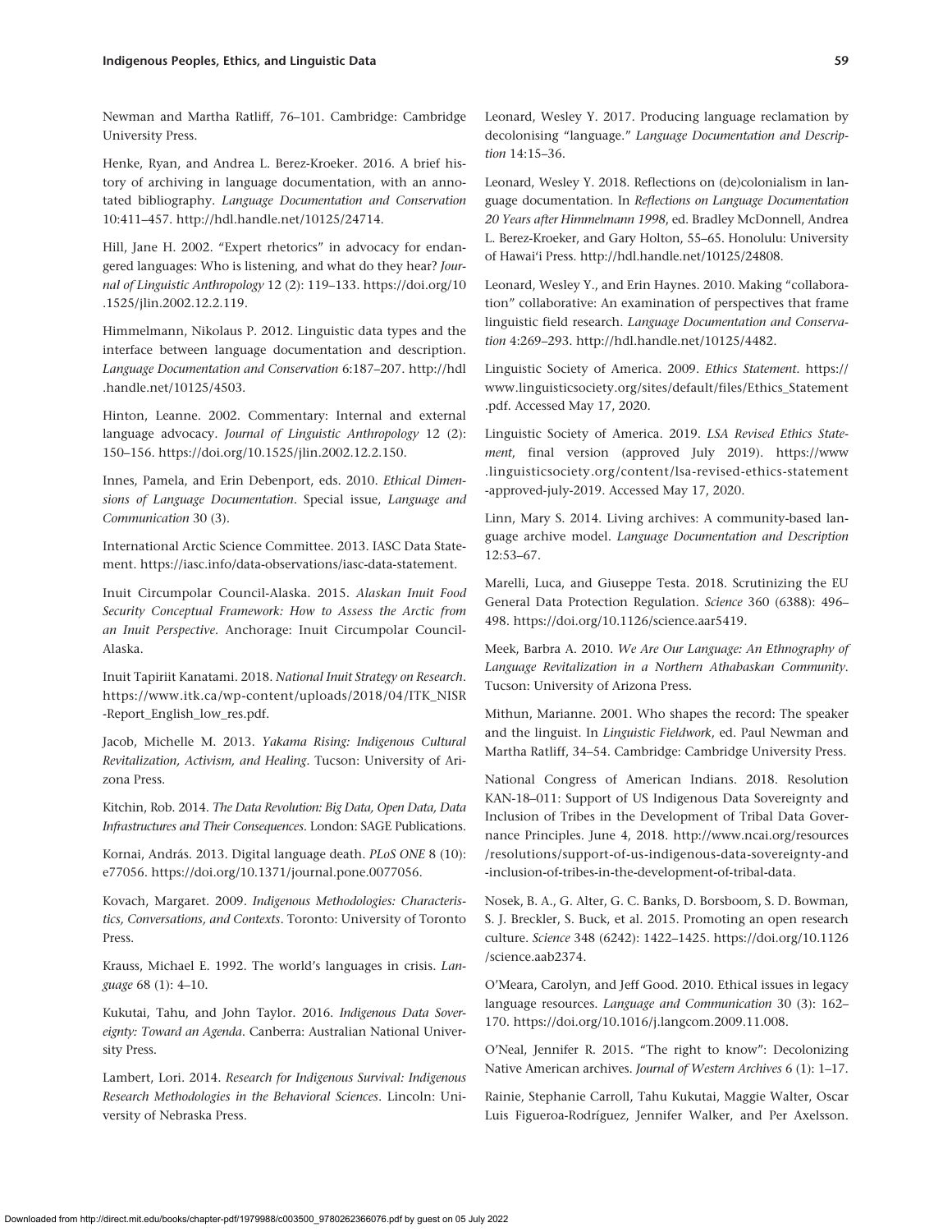Newman and Martha Ratliff, 76–101. Cambridge: Cambridge University Press.

Henke, Ryan, and Andrea L. Berez-Kroeker. 2016. A brief history of archiving in language documentation, with an annotated bibliography. *Language Documentation and Conservation* 10:411–457. http://hdl.handle.net/10125/24714.

Hill, Jane H. 2002. "Expert rhetorics" in advocacy for endangered languages: Who is listening, and what do they hear? *Journal of Linguistic Anthropology* 12 (2): 119–133. https://doi.org/10.1525/jlin.2002.12.2.119.

Himmelmann, Nikolaus P. 2012. Linguistic data types and the interface between language documentation and description. *Language Documentation and Conservation* 6:187–207. http://hdl.handle.net/10125/4503.

Hinton, Leanne. 2002. Commentary: Internal and external language advocacy. *Journal of Linguistic Anthropology* 12 (2): 150–156. https://doi.org/10.1525/jlin.2002.12.2.150.

Innes, Pamela, and Erin Debenport, eds. 2010. *Ethical Dimensions of Language Documentation*. Special issue, *Language and Communication* 30 (3).

International Arctic Science Committee. 2013. IASC Data Statement. https://iasc.info/data-observations/iasc-data-statement.

Inuit Circumpolar Council-Alaska. 2015. *Alaskan Inuit Food Security Conceptual Framework: How to Assess the Arctic from an Inuit Perspective*. Anchorage: Inuit Circumpolar Council-Alaska.

Inuit Tapiriit Kanatami. 2018. *National Inuit Strategy on Research*. https://www.itk.ca/wp-content/uploads/2018/04/ITK_NISR-Report_English_low_res.pdf.

Jacob, Michelle M. 2013. *Yakama Rising: Indigenous Cultural Revitalization, Activism, and Healing*. Tucson: University of Arizona Press.

Kitchin, Rob. 2014. *The Data Revolution: Big Data, Open Data, Data Infrastructures and Their Consequences*. London: SAGE Publications.

Kornai, András. 2013. Digital language death. *PLoS ONE* 8 (10): e77056. https://doi.org/10.1371/journal.pone.0077056.

Kovach, Margaret. 2009. *Indigenous Methodologies: Characteristics, Conversations, and Contexts*. Toronto: University of Toronto Press.

Krauss, Michael E. 1992. The world's languages in crisis. *Language* 68 (1): 4–10.

Kukutai, Tahu, and John Taylor. 2016. *Indigenous Data Sovereignty: Toward an Agenda*. Canberra: Australian National University Press.

Lambert, Lori. 2014. *Research for Indigenous Survival: Indigenous Research Methodologies in the Behavioral Sciences*. Lincoln: University of Nebraska Press.

Leonard, Wesley Y. 2017. Producing language reclamation by decolonising "language." *Language Documentation and Description* 14:15–36.

Leonard, Wesley Y. 2018. Reflections on (de)colonialism in language documentation. In *Reflections on Language Documentation 20 Years after Himmelmann 1998*, ed. Bradley McDonnell, Andrea L. Berez-Kroeker, and Gary Holton, 55–65. Honolulu: University of Hawai'i Press. http://hdl.handle.net/10125/24808.

Leonard, Wesley Y., and Erin Haynes. 2010. Making "collaboration" collaborative: An examination of perspectives that frame linguistic field research. *Language Documentation and Conservation* 4:269–293. http://hdl.handle.net/10125/4482.

Linguistic Society of America. 2009. *Ethics Statement*. https://www.linguisticsociety.org/sites/default/files/Ethics_Statement.pdf. Accessed May 17, 2020.

Linguistic Society of America. 2019. *LSA Revised Ethics Statement*, final version (approved July 2019). https://www.linguisticsociety.org/content/lsa-revised-ethics-statement-approved-july-2019. Accessed May 17, 2020.

Linn, Mary S. 2014. Living archives: A community-based language archive model. *Language Documentation and Description* 12:53–67.

Marelli, Luca, and Giuseppe Testa. 2018. Scrutinizing the EU General Data Protection Regulation. *Science* 360 (6388): 496–498. https://doi.org/10.1126/science.aar5419.

Meek, Barbra A. 2010. *We Are Our Language: An Ethnography of Language Revitalization in a Northern Athabaskan Community*. Tucson: University of Arizona Press.

Mithun, Marianne. 2001. Who shapes the record: The speaker and the linguist. In *Linguistic Fieldwork*, ed. Paul Newman and Martha Ratliff, 34–54. Cambridge: Cambridge University Press.

National Congress of American Indians. 2018. Resolution KAN-18–011: Support of US Indigenous Data Sovereignty and Inclusion of Tribes in the Development of Tribal Data Governance Principles. June 4, 2018. http://www.ncai.org/resources/resolutions/support-of-us-indigenous-data-sovereignty-and-inclusion-of-tribes-in-the-development-of-tribal-data.

Nosek, B. A., G. Alter, G. C. Banks, D. Borsboom, S. D. Bowman, S. J. Breckler, S. Buck, et al. 2015. Promoting an open research culture. *Science* 348 (6242): 1422–1425. https://doi.org/10.1126/science.aab2374.

O'Meara, Carolyn, and Jeff Good. 2010. Ethical issues in legacy language resources. *Language and Communication* 30 (3): 162–170. https://doi.org/10.1016/j.langcom.2009.11.008.

O'Neal, Jennifer R. 2015. "The right to know": Decolonizing Native American archives. *Journal of Western Archives* 6 (1): 1–17.

Rainie, Stephanie Carroll, Tahu Kukutai, Maggie Walter, Oscar Luis Figueroa-Rodríguez, Jennifer Walker, and Per Axelsson.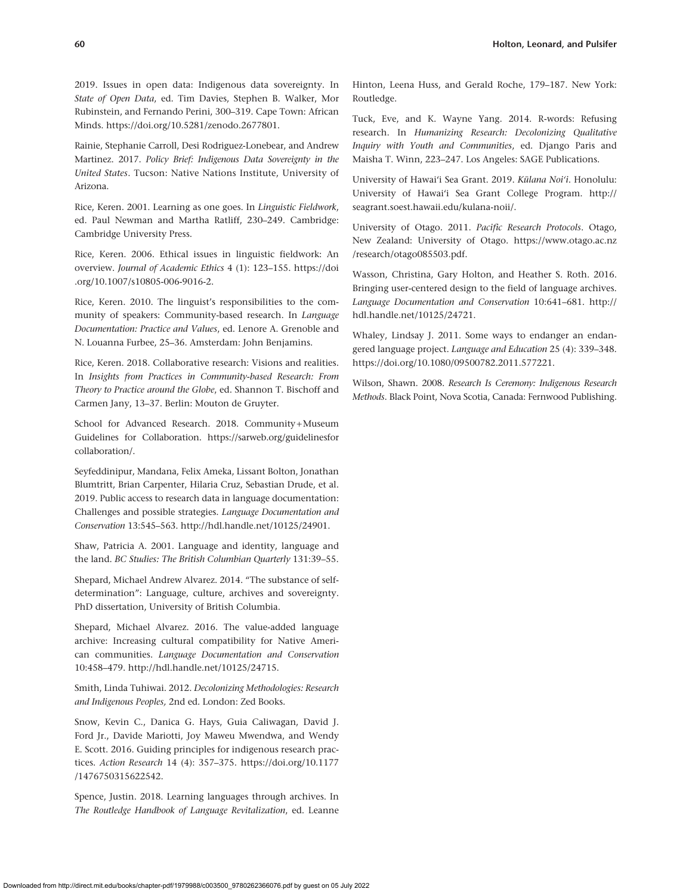2019. Issues in open data: Indigenous data sovereignty. In *State of Open Data*, ed. Tim Davies, Stephen B. Walker, Mor Rubinstein, and Fernando Perini, 300–319. Cape Town: African Minds. https://doi.org/10.5281/zenodo.2677801.

Rainie, Stephanie Carroll, Desi Rodriguez-Lonebear, and Andrew Martinez. 2017. *Policy Brief: Indigenous Data Sovereignty in the United States*. Tucson: Native Nations Institute, University of Arizona.

Rice, Keren. 2001. Learning as one goes. In *Linguistic Fieldwork*, ed. Paul Newman and Martha Ratliff, 230–249. Cambridge: Cambridge University Press.

Rice, Keren. 2006. Ethical issues in linguistic fieldwork: An overview. *Journal of Academic Ethics* 4 (1): 123–155. https://doi.org/10.1007/s10805-006-9016-2.

Rice, Keren. 2010. The linguist's responsibilities to the community of speakers: Community-based research. In *Language Documentation: Practice and Values*, ed. Lenore A. Grenoble and N. Louanna Furbee, 25–36. Amsterdam: John Benjamins.

Rice, Keren. 2018. Collaborative research: Visions and realities. In *Insights from Practices in Community-based Research: From Theory to Practice around the Globe*, ed. Shannon T. Bischoff and Carmen Jany, 13–37. Berlin: Mouton de Gruyter.

School for Advanced Research. 2018. Community+Museum Guidelines for Collaboration. https://sarweb.org/guidelinesforcollaboration/.

Seyfeddinipur, Mandana, Felix Ameka, Lissant Bolton, Jonathan Blumtritt, Brian Carpenter, Hilaria Cruz, Sebastian Drude, et al. 2019. Public access to research data in language documentation: Challenges and possible strategies. *Language Documentation and Conservation* 13:545–563. http://hdl.handle.net/10125/24901.

Shaw, Patricia A. 2001. Language and identity, language and the land. *BC Studies: The British Columbian Quarterly* 131:39–55.

Shepard, Michael Andrew Alvarez. 2014. "The substance of self-determination": Language, culture, archives and sovereignty. PhD dissertation, University of British Columbia.

Shepard, Michael Alvarez. 2016. The value-added language archive: Increasing cultural compatibility for Native American communities. *Language Documentation and Conservation* 10:458–479. http://hdl.handle.net/10125/24715.

Smith, Linda Tuhiwai. 2012. *Decolonizing Methodologies: Research and Indigenous Peoples,* 2nd ed. London: Zed Books.

Snow, Kevin C., Danica G. Hays, Guia Caliwagan, David J. Ford Jr., Davide Mariotti, Joy Maweu Mwendwa, and Wendy E. Scott. 2016. Guiding principles for indigenous research practices. *Action Research* 14 (4): 357–375. https://doi.org/10.1177/1476750315622542.

Spence, Justin. 2018. Learning languages through archives. In *The Routledge Handbook of Language Revitalization*, ed. Leanne Hinton, Leena Huss, and Gerald Roche, 179–187. New York: Routledge.

Tuck, Eve, and K. Wayne Yang. 2014. R-words: Refusing research. In *Humanizing Research: Decolonizing Qualitative Inquiry with Youth and Communities*, ed. Django Paris and Maisha T. Winn, 223–247. Los Angeles: SAGE Publications.

University of Hawaiʻi Sea Grant. 2019. *Kūlana Noiʻi*. Honolulu: University of Hawaiʻi Sea Grant College Program. http://seagrant.soest.hawaii.edu/kulana-noii/.

University of Otago. 2011. *Pacific Research Protocols*. Otago, New Zealand: University of Otago. https://www.otago.ac.nz/research/otago085503.pdf.

Wasson, Christina, Gary Holton, and Heather S. Roth. 2016. Bringing user-centered design to the field of language archives. *Language Documentation and Conservation* 10:641–681. http://hdl.handle.net/10125/24721.

Whaley, Lindsay J. 2011. Some ways to endanger an endangered language project. *Language and Education* 25 (4): 339–348. https://doi.org/10.1080/09500782.2011.577221.

Wilson, Shawn. 2008. *Research Is Ceremony: Indigenous Research Methods*. Black Point, Nova Scotia, Canada: Fernwood Publishing.